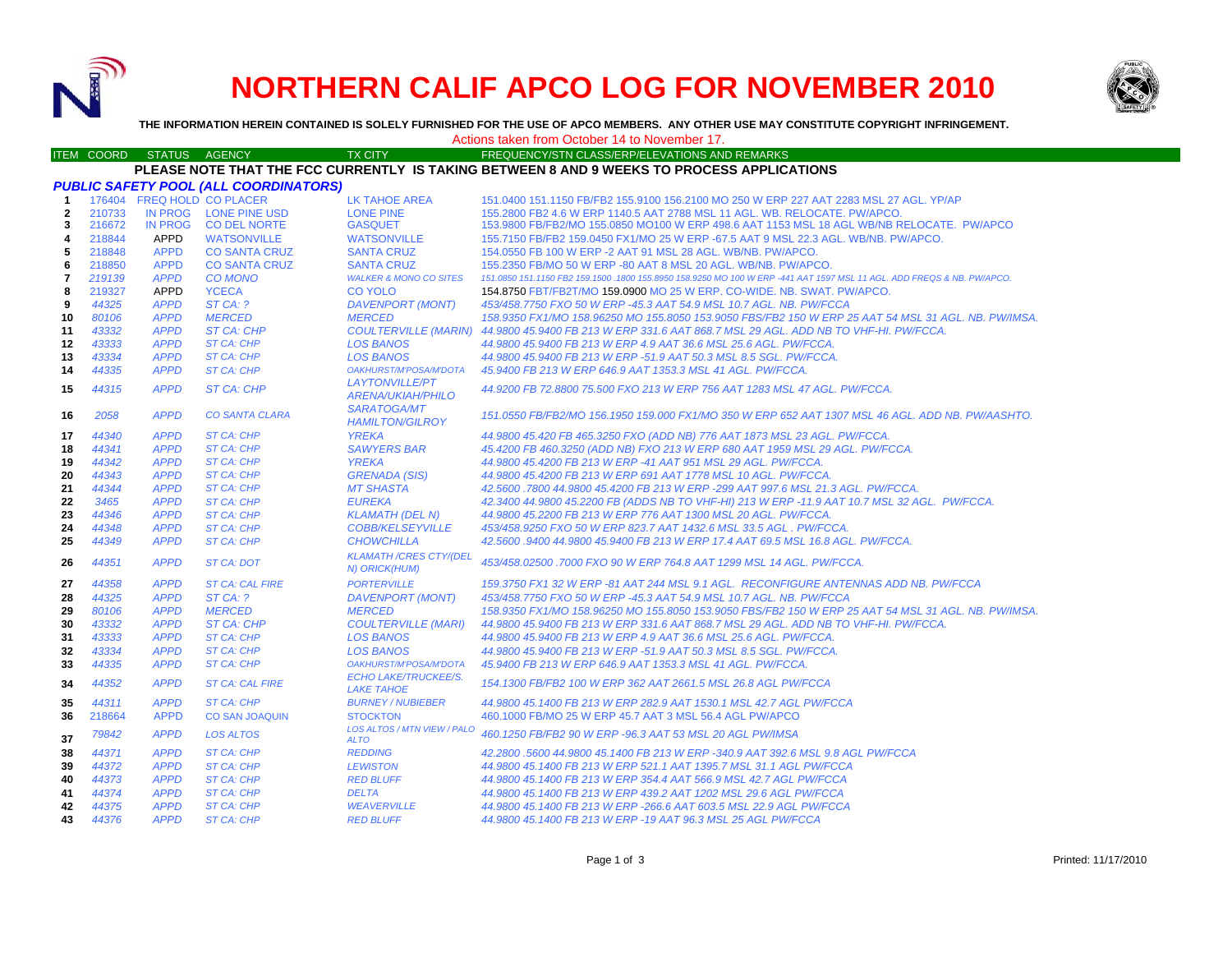# NORTHERN CALIF APCO LOG FOR NOVEMBER 2010

**THE INFORMATION HEREIN CONTAINED IS SOLELY FURNISHED FOR THE USE OF APCO MEMBERS. ANY OTHER USE MAY CONSTITUTE COPYRIGHT INFRINGEMENT.**

Actions taken from October 14 to November 17.

| ITEM | COORD | STATUS | AGENCY | TX CITY | FREQUENCY/STN CLASS/ERP/ELEVATIONS AND REMARKS |
|---|---|---|---|---|---|
| | | | | | **PLEASE NOTE THAT THE FCC CURRENTLY IS TAKING BETWEEN 8 AND 9 WEEKS TO PROCESS APPLICATIONS** |
| | | | ***PUBLIC SAFETY POOL (ALL COORDINATORS)*** | | |
| 1 | 176404 | FREQ HOLD | CO PLACER | LK TAHOE AREA | 151.0400 151.1150 FB/FB2 155.9100 156.2100 MO 250 W ERP 227 AAT 2283 MSL 27 AGL. YP/AP |
| 2 | 210733 | IN PROG | LONE PINE USD | LONE PINE | 155.2800 FB2 4.6 W ERP 1140.5 AAT 2788 MSL 11 AGL. WB. RELOCATE. PW/APCO. |
| 3 | 216672 | IN PROG | CO DEL NORTE | GASQUET | 153.9800 FB/FB2/MO 155.0850 MO100 W ERP 498.6 AAT 1153 MSL 18 AGL WB/NB RELOCATE. PW/APCO |
| 4 | 218844 | APPD | WATSONVILLE | WATSONVILLE | 155.7150 FB/FB2 159.0450 FX1/MO 25 W ERP -67.5 AAT 9 MSL 22.3 AGL. WB/NB. PW/APCO. |
| 5 | 218848 | APPD | CO SANTA CRUZ | SANTA CRUZ | 154.0550 FB 100 W ERP -2 AAT 91 MSL 28 AGL. WB/NB. PW/APCO. |
| 6 | 218850 | APPD | CO SANTA CRUZ | SANTA CRUZ | 155.2350 FB/MO 50 W ERP -80 AAT 8 MSL 20 AGL. WB/NB. PW/APCO. |
| 7 | *219139* | *APPD* | *CO MONO* | *WALKER & MONO CO SITES* | *151.0850 151.1150 FB2 159.1500 .1800 155.8950 158.9250 MO 100 W ERP -441 AAT 1597 MSL 11 AGL. ADD FREQS & NB. PW/APCO.* |
| 8 | 219327 | APPD | YCECA | CO YOLO | 154.8750 FBT/FB2T/MO 159.0900 MO 25 W ERP. CO-WIDE. NB. SWAT. PW/APCO. |
| 9 | *44325* | *APPD* | *ST CA: ?* | *DAVENPORT (MONT)* | *453/458.7750 FXO 50 W ERP -45.3 AAT 54.9 MSL 10.7 AGL. NB. PW/FCCA* |
| 10 | *80106* | *APPD* | *MERCED* | *MERCED* | *158.9350 FX1/MO 158.96250 MO 155.8050 153.9050 FBS/FB2 150 W ERP 25 AAT 54 MSL 31 AGL. NB. PW/IMSA.* |
| 11 | *43332* | *APPD* | *ST CA: CHP* | *COULTERVILLE (MARIN)* | *44.9800 45.9400 FB 213 W ERP 331.6 AAT 868.7 MSL 29 AGL. ADD NB TO VHF-HI. PW/FCCA.* |
| 12 | *43333* | *APPD* | *ST CA: CHP* | *LOS BANOS* | *44.9800 45.9400 FB 213 W ERP 4.9 AAT 36.6 MSL 25.6 AGL. PW/FCCA.* |
| 13 | *43334* | *APPD* | *ST CA: CHP* | *LOS BANOS* | *44.9800 45.9400 FB 213 W ERP -51.9 AAT 50.3 MSL 8.5 SGL. PW/FCCA.* |
| 14 | *44335* | *APPD* | *ST CA: CHP* | *OAKHURST/M'POSA/M'DOTA* | *45.9400 FB 213 W ERP 646.9 AAT 1353.3 MSL 41 AGL. PW/FCCA.* |
| 15 | *44315* | *APPD* | *ST CA: CHP* | *LAYTONVILLE/PT ARENA/UKIAH/PHILO* | *44.9200 FB 72.8800 75.500 FXO 213 W ERP 756 AAT 1283 MSL 47 AGL. PW/FCCA.* |
| 16 | *2058* | *APPD* | *CO SANTA CLARA* | *SARATOGA/MT HAMILTON/GILROY* | *151.0550 FB/FB2/MO 156.1950 159.000 FX1/MO 350 W ERP 652 AAT 1307 MSL 46 AGL. ADD NB. PW/AASHTO.* |
| 17 | *44340* | *APPD* | *ST CA: CHP* | *YREKA* | *44.9800 45.420 FB 465.3250 FXO (ADD NB) 776 AAT 1873 MSL 23 AGL. PW/FCCA.* |
| 18 | *44341* | *APPD* | *ST CA: CHP* | *SAWYERS BAR* | *45.4200 FB 460.3250 (ADD NB) FXO 213 W ERP 680 AAT 1959 MSL 29 AGL. PW/FCCA.* |
| 19 | *44342* | *APPD* | *ST CA: CHP* | *YREKA* | *44.9800 45.4200 FB 213 W ERP -41 AAT 951 MSL 29 AGL. PW/FCCA.* |
| 20 | *44343* | *APPD* | *ST CA: CHP* | *GRENADA (SIS)* | *44.9800 45.4200 FB 213 W ERP 691 AAT 1778 MSL 10 AGL. PW/FCCA.* |
| 21 | *44344* | *APPD* | *ST CA: CHP* | *MT SHASTA* | *42.5600 .7800 44.9800 45.4200 FB 213 W ERP -299 AAT 997.6 MSL 21.3 AGL. PW/FCCA.* |
| 22 | *3465* | *APPD* | *ST CA: CHP* | *EUREKA* | *42.3400 44.9800 45.2200 FB (ADDS NB TO VHF-HI) 213 W ERP -11.9 AAT 10.7 MSL 32 AGL. PW/FCCA.* |
| 23 | *44346* | *APPD* | *ST CA: CHP* | *KLAMATH (DEL N)* | *44.9800 45.2200 FB 213 W ERP 776 AAT 1300 MSL 20 AGL. PW/FCCA.* |
| 24 | *44348* | *APPD* | *ST CA: CHP* | *COBB/KELSEYVILLE* | *453/458.9250 FXO 50 W ERP 823.7 AAT 1432.6 MSL 33.5 AGL . PW/FCCA.* |
| 25 | *44349* | *APPD* | *ST CA: CHP* | *CHOWCHILLA* | *42.5600 .9400 44.9800 45.9400 FB 213 W ERP 17.4 AAT 69.5 MSL 16.8 AGL. PW/FCCA.* |
| 26 | *44351* | *APPD* | *ST CA: DOT* | *KLAMATH /CRES CTY/(DEL N) ORICK(HUM)* | *453/458.02500 .7000 FXO 90 W ERP 764.8 AAT 1299 MSL 14 AGL. PW/FCCA.* |
| 27 | *44358* | *APPD* | *ST CA: CAL FIRE* | *PORTERVILLE* | *159.3750 FX1 32 W ERP -81 AAT 244 MSL 9.1 AGL. RECONFIGURE ANTENNAS ADD NB. PW/FCCA* |
| 28 | *44325* | *APPD* | *ST CA: ?* | *DAVENPORT (MONT)* | *453/458.7750 FXO 50 W ERP -45.3 AAT 54.9 MSL 10.7 AGL. NB. PW/FCCA* |
| 29 | *80106* | *APPD* | *MERCED* | *MERCED* | *158.9350 FX1/MO 158.96250 MO 155.8050 153.9050 FBS/FB2 150 W ERP 25 AAT 54 MSL 31 AGL. NB. PW/IMSA.* |
| 30 | *43332* | *APPD* | *ST CA: CHP* | *COULTERVILLE (MARI)* | *44.9800 45.9400 FB 213 W ERP 331.6 AAT 868.7 MSL 29 AGL. ADD NB TO VHF-HI. PW/FCCA.* |
| 31 | *43333* | *APPD* | *ST CA: CHP* | *LOS BANOS* | *44.9800 45.9400 FB 213 W ERP 4.9 AAT 36.6 MSL 25.6 AGL. PW/FCCA.* |
| 32 | *43334* | *APPD* | *ST CA: CHP* | *LOS BANOS* | *44.9800 45.9400 FB 213 W ERP -51.9 AAT 50.3 MSL 8.5 SGL. PW/FCCA.* |
| 33 | *44335* | *APPD* | *ST CA: CHP* | *OAKHURST/M'POSA/M'DOTA* | *45.9400 FB 213 W ERP 646.9 AAT 1353.3 MSL 41 AGL. PW/FCCA.* |
| 34 | *44352* | *APPD* | *ST CA: CAL FIRE* | *ECHO LAKE/TRUCKEE/S. LAKE TAHOE* | *154.1300 FB/FB2 100 W ERP 362 AAT 2661.5 MSL 26.8 AGL PW/FCCA* |
| 35 | *44311* | *APPD* | *ST CA: CHP* | *BURNEY / NUBIEBER* | *44.9800 45.1400 FB 213 W ERP 282.9 AAT 1530.1 MSL 42.7 AGL PW/FCCA* |
| 36 | 218664 | APPD | CO SAN JOAQUIN | STOCKTON | 460.1000 FB/MO 25 W ERP 45.7 AAT 3 MSL 56.4 AGL PW/APCO |
| 37 | *79842* | *APPD* | *LOS ALTOS* | *LOS ALTOS / MTN VIEW / PALO ALTO* | *460.1250 FB/FB2 90 W ERP -96.3 AAT 53 MSL 20 AGL PW/IMSA* |
| 38 | *44371* | *APPD* | *ST CA: CHP* | *REDDING* | *42.2800 .5600 44.9800 45.1400 FB 213 W ERP -340.9 AAT 392.6 MSL 9.8 AGL PW/FCCA* |
| 39 | *44372* | *APPD* | *ST CA: CHP* | *LEWISTON* | *44.9800 45.1400 FB 213 W ERP 521.1 AAT 1395.7 MSL 31.1 AGL PW/FCCA* |
| 40 | *44373* | *APPD* | *ST CA: CHP* | *RED BLUFF* | *44.9800 45.1400 FB 213 W ERP 354.4 AAT 566.9 MSL 42.7 AGL PW/FCCA* |
| 41 | *44374* | *APPD* | *ST CA: CHP* | *DELTA* | *44.9800 45.1400 FB 213 W ERP 439.2 AAT 1202 MSL 29.6 AGL PW/FCCA* |
| 42 | *44375* | *APPD* | *ST CA: CHP* | *WEAVERVILLE* | *44.9800 45.1400 FB 213 W ERP -266.6 AAT 603.5 MSL 22.9 AGL PW/FCCA* |
| 43 | *44376* | *APPD* | *ST CA: CHP* | *RED BLUFF* | *44.9800 45.1400 FB 213 W ERP -19 AAT 96.3 MSL 25 AGL PW/FCCA* |

Printed: 11/17/2010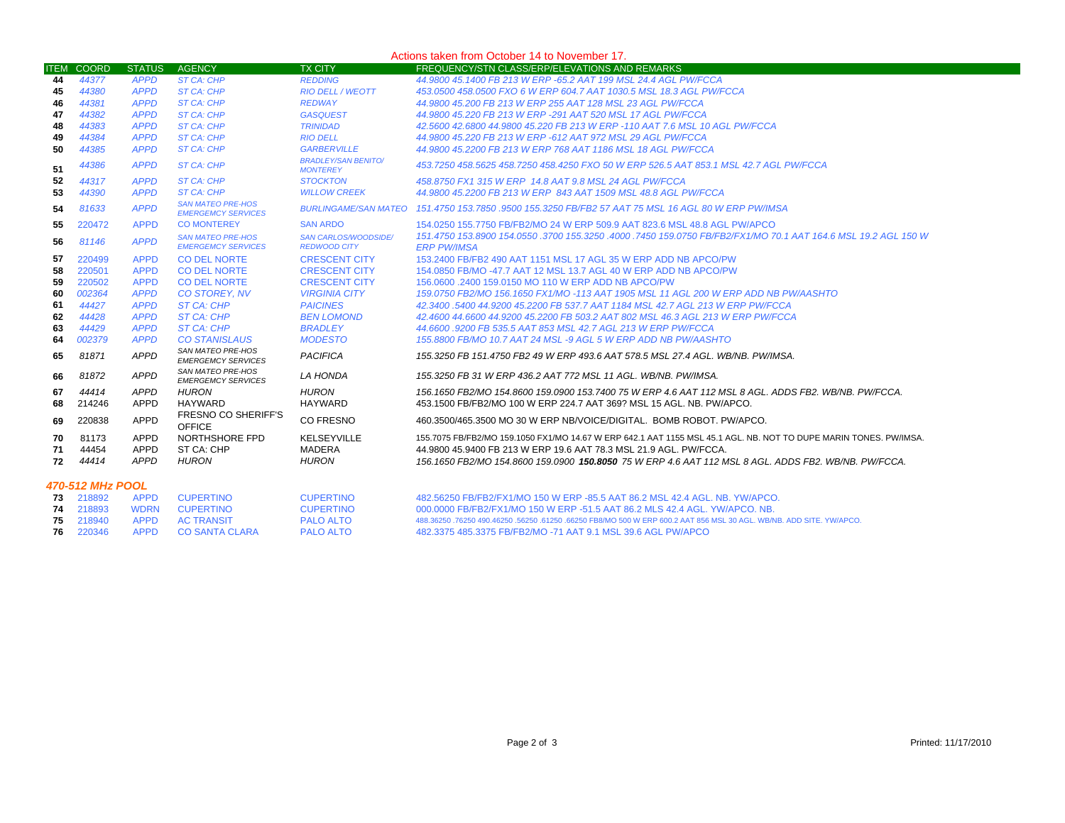Actions taken from October 14 to November 17.

| ITEM | COORD | STATUS | AGENCY | TX CITY | FREQUENCY/STN CLASS/ERP/ELEVATIONS AND REMARKS |
|---|---|---|---|---|---|
| 44 | 44377 | APPD | ST CA: CHP | REDDING | 44.9800 45.1400 FB 213 W ERP -65.2 AAT 199 MSL 24.4 AGL PW/FCCA |
| 45 | 44380 | APPD | ST CA: CHP | RIO DELL / WEOTT | 453.0500 458.0500 FXO 6 W ERP 604.7 AAT 1030.5 MSL 18.3 AGL PW/FCCA |
| 46 | 44381 | APPD | ST CA: CHP | REDWAY | 44.9800 45.200 FB 213 W ERP 255 AAT 128 MSL 23 AGL PW/FCCA |
| 47 | 44382 | APPD | ST CA: CHP | GASQUEST | 44.9800 45.220 FB 213 W ERP -291 AAT 520 MSL 17 AGL PW/FCCA |
| 48 | 44383 | APPD | ST CA: CHP | TRINIDAD | 42.5600 42.6800 44.9800 45.220 FB 213 W ERP -110 AAT 7.6 MSL 10 AGL PW/FCCA |
| 49 | 44384 | APPD | ST CA: CHP | RIO DELL | 44.9800 45.220 FB 213 W ERP -612 AAT 972 MSL 29 AGL PW/FCCA |
| 50 | 44385 | APPD | ST CA: CHP | GARBERVILLE | 44.9800 45.2200 FB 213 W ERP 768 AAT 1186 MSL 18 AGL PW/FCCA |
| 51 | 44386 | APPD | ST CA: CHP | BRADLEY/SAN BENITO/ MONTEREY | 453.7250 458.5625 458.7250 458.4250 FXO 50 W ERP 526.5 AAT 853.1 MSL 42.7 AGL PW/FCCA |
| 52 | 44317 | APPD | ST CA: CHP | STOCKTON | 458.8750 FX1 315 W ERP 14.8 AAT 9.8 MSL 24 AGL PW/FCCA |
| 53 | 44390 | APPD | ST CA: CHP | WILLOW CREEK | 44.9800 45.2200 FB 213 W ERP 843 AAT 1509 MSL 48.8 AGL PW/FCCA |
| 54 | 81633 | APPD | SAN MATEO PRE-HOS EMERGEMCY SERVICES | BURLINGAME/SAN MATEO | 151.4750 153.7850 .9500 155.3250 FB/FB2 57 AAT 75 MSL 16 AGL 80 W ERP PW/IMSA |
| 55 | 220472 | APPD | CO MONTEREY | SAN ARDO | 154.0250 155.7750 FB/FB2/MO 24 W ERP 509.9 AAT 823.6 MSL 48.8 AGL PW/APCO |
| 56 | 81146 | APPD | SAN MATEO PRE-HOS EMERGEMCY SERVICES | SAN CARLOS/WOODSIDE/ REDWOOD CITY | 151.4750 153.8900 154.0550 .3700 155.3250 .4000 .7450 159.0750 FB/FB2/FX1/MO 70.1 AAT 164.6 MSL 19.2 AGL 150 W ERP PW/IMSA |
| 57 | 220499 | APPD | CO DEL NORTE | CRESCENT CITY | 153.2400 FB/FB2 490 AAT 1151 MSL 17 AGL 35 W ERP ADD NB APCO/PW |
| 58 | 220501 | APPD | CO DEL NORTE | CRESCENT CITY | 154.0850 FB/MO -47.7 AAT 12 MSL 13.7 AGL 40 W ERP ADD NB APCO/PW |
| 59 | 220502 | APPD | CO DEL NORTE | CRESCENT CITY | 156.0600 .2400 159.0150 MO 110 W ERP ADD NB APCO/PW |
| 60 | 002364 | APPD | CO STOREY, NV | VIRGINIA CITY | 159.0750 FB2/MO 156.1650 FX1/MO -113 AAT 1905 MSL 11 AGL 200 W ERP ADD NB PW/AASHTO |
| 61 | 44427 | APPD | ST CA: CHP | PAICINES | 42.3400 .5400 44.9200 45.2200 FB 537.7 AAT 1184 MSL 42.7 AGL 213 W ERP PW/FCCA |
| 62 | 44428 | APPD | ST CA: CHP | BEN LOMOND | 42.4600 44.6600 44.9200 45.2200 FB 503.2 AAT 802 MSL 46.3 AGL 213 W ERP PW/FCCA |
| 63 | 44429 | APPD | ST CA: CHP | BRADLEY | 44.6600 .9200 FB 535.5 AAT 853 MSL 42.7 AGL 213 W ERP PW/FCCA |
| 64 | 002379 | APPD | CO STANISLAUS | MODESTO | 155.8800 FB/MO 10.7 AAT 24 MSL -9 AGL 5 W ERP ADD NB PW/AASHTO |
| 65 | 81871 | APPD | SAN MATEO PRE-HOS EMERGEMCY SERVICES | PACIFICA | 155.3250 FB 151.4750 FB2 49 W ERP 493.6 AAT 578.5 MSL 27.4 AGL. WB/NB. PW/IMSA. |
| 66 | 81872 | APPD | SAN MATEO PRE-HOS EMERGEMCY SERVICES | LA HONDA | 155.3250 FB 31 W ERP 436.2 AAT 772 MSL 11 AGL. WB/NB. PW/IMSA. |
| 67 | 44414 | APPD | HURON | HURON | 156.1650 FB2/MO 154.8600 159.0900 153.7400 75 W ERP 4.6 AAT 112 MSL 8 AGL. ADDS FB2. WB/NB. PW/FCCA. |
| 68 | 214246 | APPD | HAYWARD | HAYWARD | 453.1500 FB/FB2/MO 100 W ERP 224.7 AAT 369? MSL 15 AGL. NB. PW/APCO. |
| 69 | 220838 | APPD | FRESNO CO SHERIFF'S OFFICE | CO FRESNO | 460.3500/465.3500 MO 30 W ERP NB/VOICE/DIGITAL. BOMB ROBOT. PW/APCO. |
| 70 | 81173 | APPD | NORTHSHORE FPD | KELSEYVILLE | 155.7075 FB/FB2/MO 159.1050 FX1/MO 14.67 W ERP 642.1 AAT 1155 MSL 45.1 AGL. NB. NOT TO DUPE MARIN TONES. PW/IMSA. |
| 71 | 44454 | APPD | ST CA: CHP | MADERA | 44.9800 45.9400 FB 213 W ERP 19.6 AAT 78.3 MSL 21.9 AGL. PW/FCCA. |
| 72 | 44414 | APPD | HURON | HURON | 156.1650 FB2/MO 154.8600 159.0900 **150.8050** 75 W ERP 4.6 AAT 112 MSL 8 AGL. ADDS FB2. WB/NB. PW/FCCA. |
| ***470-512 MHz POOL*** | | | | | |
| 73 | 218892 | APPD | CUPERTINO | CUPERTINO | 482.56250 FB/FB2/FX1/MO 150 W ERP -85.5 AAT 86.2 MSL 42.4 AGL. NB. YW/APCO. |
| 74 | 218893 | WDRN | CUPERTINO | CUPERTINO | 000.0000 FB/FB2/FX1/MO 150 W ERP -51.5 AAT 86.2 MLS 42.4 AGL. YW/APCO. NB. |
| 75 | 218940 | APPD | AC TRANSIT | PALO ALTO | 488.36250 .76250 490.46250 .56250 .61250 .66250 FB8/MO 500 W ERP 600.2 AAT 856 MSL 30 AGL. WB/NB. ADD SITE. YW/APCO. |
| 76 | 220346 | APPD | CO SANTA CLARA | PALO ALTO | 482.3375 485.3375 FB/FB2/MO -71 AAT 9.1 MSL 39.6 AGL PW/APCO |

Printed: 11/17/2010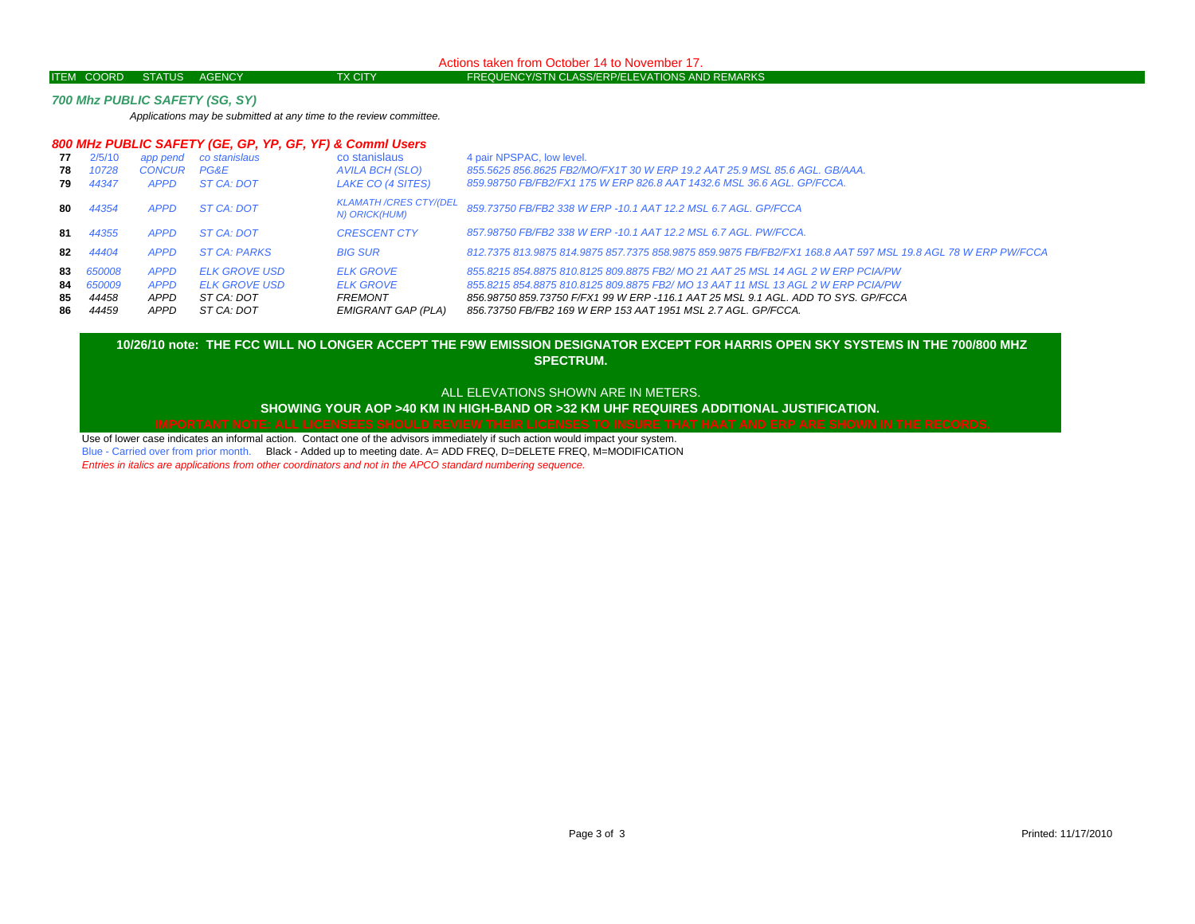Actions taken from October 14 to November 17.

| ITEM | COORD | STATUS | AGENCY | TX CITY | FREQUENCY/STN CLASS/ERP/ELEVATIONS AND REMARKS |
|---|---|---|---|---|---|

## *700 Mhz PUBLIC SAFETY (SG, SY)*

*Applications may be submitted at any time to the review committee.*

## *800 MHz PUBLIC SAFETY (GE, GP, YP, GF, YF) & Comml Users*

| ITEM | COORD | STATUS | AGENCY | TX CITY | FREQUENCY/STN CLASS/ERP/ELEVATIONS AND REMARKS |
|---|---|---|---|---|---|
| **77** | 2/5/10 | *app pend* | *co stanislaus* | co stanislaus | 4 pair NPSPAC, low level. |
| **78** | *10728* | *CONCUR* | *PG&E* | *AVILA BCH (SLO)* | *855.5625 856.8625 FB2/MO/FX1T 30 W ERP 19.2 AAT 25.9 MSL 85.6 AGL. GB/AAA.* |
| **79** | *44347* | *APPD* | *ST CA: DOT* | *LAKE CO (4 SITES)* | *859.98750 FB/FB2/FX1 175 W ERP 826.8 AAT 1432.6 MSL 36.6 AGL. GP/FCCA.* |
| **80** | *44354* | *APPD* | *ST CA: DOT* | *KLAMATH /CRES CTY/(DEL N) ORICK(HUM)* | *859.73750 FB/FB2 338 W ERP -10.1 AAT 12.2 MSL 6.7 AGL. GP/FCCA* |
| **81** | *44355* | *APPD* | *ST CA: DOT* | *CRESCENT CTY* | *857.98750 FB/FB2 338 W ERP -10.1 AAT 12.2 MSL 6.7 AGL. PW/FCCA.* |
| **82** | *44404* | *APPD* | *ST CA: PARKS* | *BIG SUR* | *812.7375 813.9875 814.9875 857.7375 858.9875 859.9875 FB/FB2/FX1 168.8 AAT 597 MSL 19.8 AGL 78 W ERP PW/FCCA* |
| **83** | *650008* | *APPD* | *ELK GROVE USD* | *ELK GROVE* | *855.8215 854.8875 810.8125 809.8875 FB2/ MO 21 AAT 25 MSL 14 AGL 2 W ERP PCIA/PW* |
| **84** | *650009* | *APPD* | *ELK GROVE USD* | *ELK GROVE* | *855.8215 854.8875 810.8125 809.8875 FB2/ MO 13 AAT 11 MSL 13 AGL 2 W ERP PCIA/PW* |
| **85** | *44458* | *APPD* | *ST CA: DOT* | *FREMONT* | *856.98750 859.73750 F/FX1 99 W ERP -116.1 AAT 25 MSL 9.1 AGL. ADD TO SYS. GP/FCCA* |
| **86** | *44459* | *APPD* | *ST CA: DOT* | *EMIGRANT GAP (PLA)* | *856.73750 FB/FB2 169 W ERP 153 AAT 1951 MSL 2.7 AGL. GP/FCCA.* |

**10/26/10 note: THE FCC WILL NO LONGER ACCEPT THE F9W EMISSION DESIGNATOR EXCEPT FOR HARRIS OPEN SKY SYSTEMS IN THE 700/800 MHZ SPECTRUM.**

ALL ELEVATIONS SHOWN ARE IN METERS.

**SHOWING YOUR AOP >40 KM IN HIGH-BAND OR >32 KM UHF REQUIRES ADDITIONAL JUSTIFICATION.**

**IMPORTANT NOTE: ALL LICENSEES SHOULD REVIEW THEIR LICENSES TO INSURE THAT HAAT AND ERP ARE SHOWN IN THE RECORDS.**

Use of lower case indicates an informal action. Contact one of the advisors immediately if such action would impact your system.

Blue - Carried over from prior month. Black - Added up to meeting date. A= ADD FREQ, D=DELETE FREQ, M=MODIFICATION

*Entries in italics are applications from other coordinators and not in the APCO standard numbering sequence.*

Printed: 11/17/2010